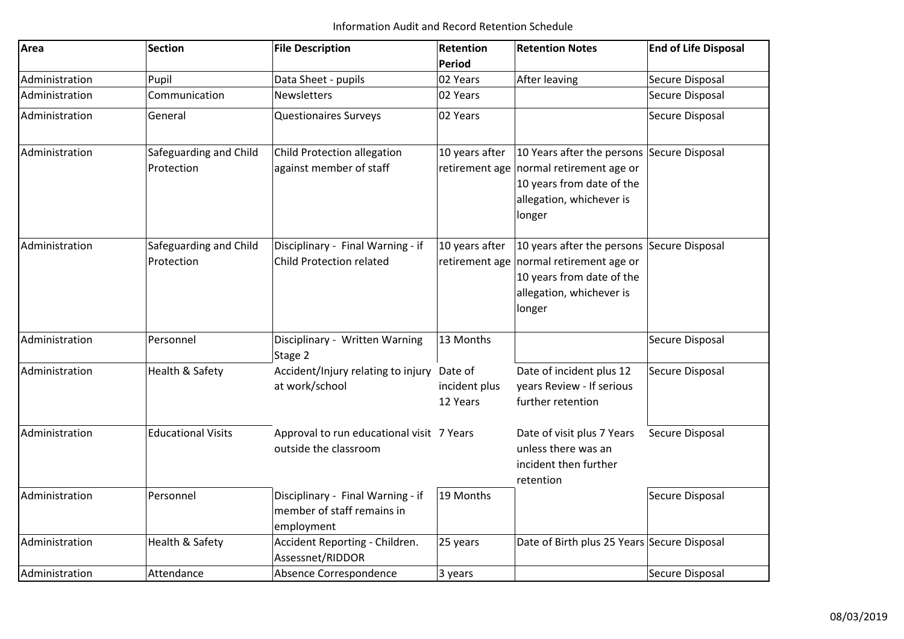Information Audit and Record Retention Schedule

| Area | Section | File Description | Retention Period | Retention Notes | End of Life Disposal |
|---|---|---|---|---|---|
| Administration | Pupil | Data Sheet - pupils | 02 Years | After leaving | Secure Disposal |
| Administration | Communication | Newsletters | 02 Years | | Secure Disposal |
| Administration | General | Questionaires Surveys | 02 Years | | Secure Disposal |
| Administration | Safeguarding and Child Protection | Child Protection allegation against member of staff | 10 years after retirement age | 10 Years after the persons normal retirement age or 10 years from date of the allegation, whichever is longer | Secure Disposal |
| Administration | Safeguarding and Child Protection | Disciplinary - Final Warning - if Child Protection related | 10 years after retirement age | 10 years after the persons normal retirement age or 10 years from date of the allegation, whichever is longer | Secure Disposal |
| Administration | Personnel | Disciplinary - Written Warning Stage 2 | 13 Months | | Secure Disposal |
| Administration | Health & Safety | Accident/Injury relating to injury at work/school | Date of incident plus 12 Years | Date of incident plus 12 years Review - If serious further retention | Secure Disposal |
| Administration | Educational Visits | Approval to run educational visit outside the classroom | 7 Years | Date of visit plus 7 Years unless there was an incident then further retention | Secure Disposal |
| Administration | Personnel | Disciplinary - Final Warning - if member of staff remains in employment | 19 Months | | Secure Disposal |
| Administration | Health & Safety | Accident Reporting - Children. Assessnet/RIDDOR | 25 years | Date of Birth plus 25 Years | Secure Disposal |
| Administration | Attendance | Absence Correspondence | 3 years | | Secure Disposal |

08/03/2019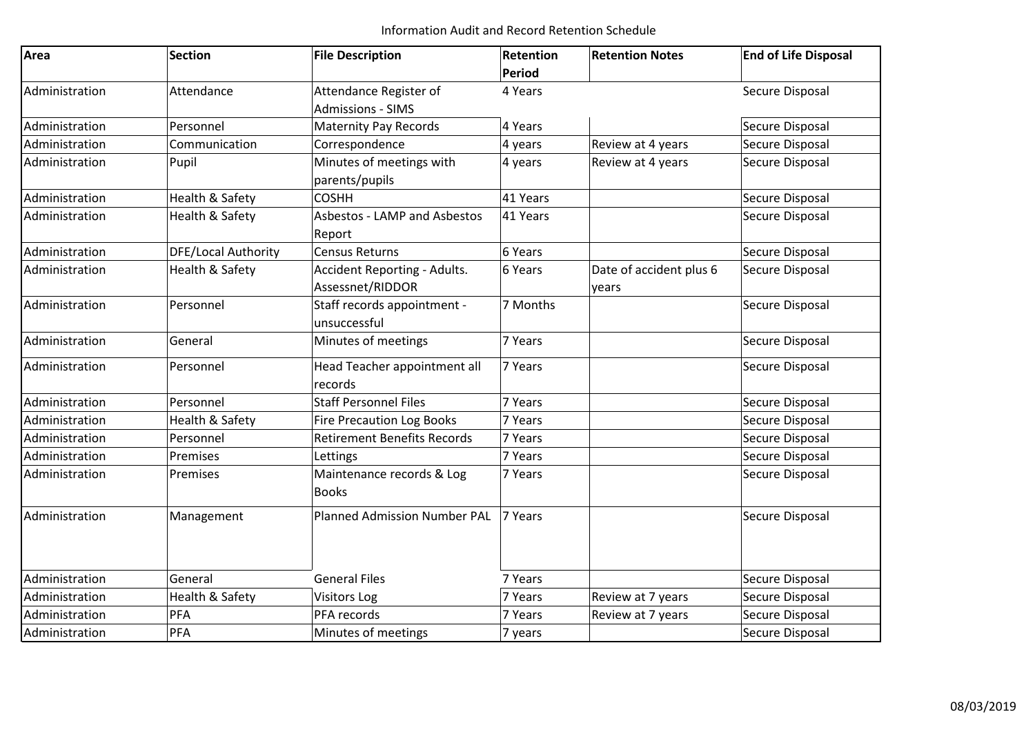Information Audit and Record Retention Schedule

| Area | Section | File Description | Retention Period | Retention Notes | End of Life Disposal |
|---|---|---|---|---|---|
| Administration | Attendance | Attendance Register of Admissions - SIMS | 4 Years | | Secure Disposal |
| Administration | Personnel | Maternity Pay Records | 4 Years | | Secure Disposal |
| Administration | Communication | Correspondence | 4 years | Review at 4 years | Secure Disposal |
| Administration | Pupil | Minutes of meetings with parents/pupils | 4 years | Review at 4 years | Secure Disposal |
| Administration | Health & Safety | COSHH | 41 Years | | Secure Disposal |
| Administration | Health & Safety | Asbestos - LAMP and Asbestos Report | 41 Years | | Secure Disposal |
| Administration | DFE/Local Authority | Census Returns | 6 Years | | Secure Disposal |
| Administration | Health & Safety | Accident Reporting - Adults. Assessnet/RIDDOR | 6 Years | Date of accident plus 6 years | Secure Disposal |
| Administration | Personnel | Staff records appointment - unsuccessful | 7 Months | | Secure Disposal |
| Administration | General | Minutes of meetings | 7 Years | | Secure Disposal |
| Administration | Personnel | Head Teacher appointment all records | 7 Years | | Secure Disposal |
| Administration | Personnel | Staff Personnel Files | 7 Years | | Secure Disposal |
| Administration | Health & Safety | Fire Precaution Log Books | 7 Years | | Secure Disposal |
| Administration | Personnel | Retirement Benefits Records | 7 Years | | Secure Disposal |
| Administration | Premises | Lettings | 7 Years | | Secure Disposal |
| Administration | Premises | Maintenance records & Log Books | 7 Years | | Secure Disposal |
| Administration | Management | Planned Admission Number PAL | 7 Years | | Secure Disposal |
| Administration | General | General Files | 7 Years | | Secure Disposal |
| Administration | Health & Safety | Visitors Log | 7 Years | Review at 7 years | Secure Disposal |
| Administration | PFA | PFA records | 7 Years | Review at 7 years | Secure Disposal |
| Administration | PFA | Minutes of meetings | 7 years | | Secure Disposal |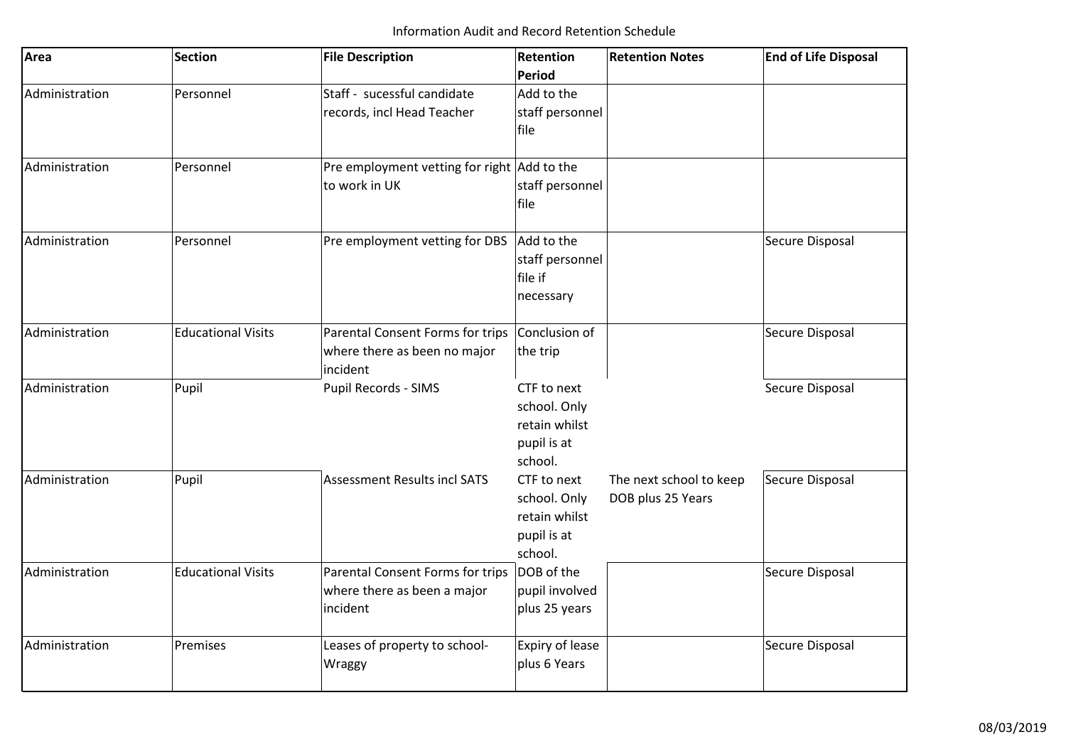Information Audit and Record Retention Schedule

| Area | Section | File Description | Retention Period | Retention Notes | End of Life Disposal |
|---|---|---|---|---|---|
| Administration | Personnel | Staff - sucessful candidate records, incl Head Teacher | Add to the staff personnel file | | |
| Administration | Personnel | Pre employment vetting for right to work in UK | Add to the staff personnel file | | |
| Administration | Personnel | Pre employment vetting for DBS | Add to the staff personnel file if necessary | | Secure Disposal |
| Administration | Educational Visits | Parental Consent Forms for trips where there as been no major incident | Conclusion of the trip | | Secure Disposal |
| Administration | Pupil | Pupil Records - SIMS | CTF to next school. Only retain whilst pupil is at school. | | Secure Disposal |
| Administration | Pupil | Assessment Results incl SATS | CTF to next school. Only retain whilst pupil is at school. | The next school to keep DOB plus 25 Years | Secure Disposal |
| Administration | Educational Visits | Parental Consent Forms for trips where there as been a major incident | DOB of the pupil involved plus 25 years | | Secure Disposal |
| Administration | Premises | Leases of property to school- Wraggy | Expiry of lease plus 6 Years | | Secure Disposal |

08/03/2019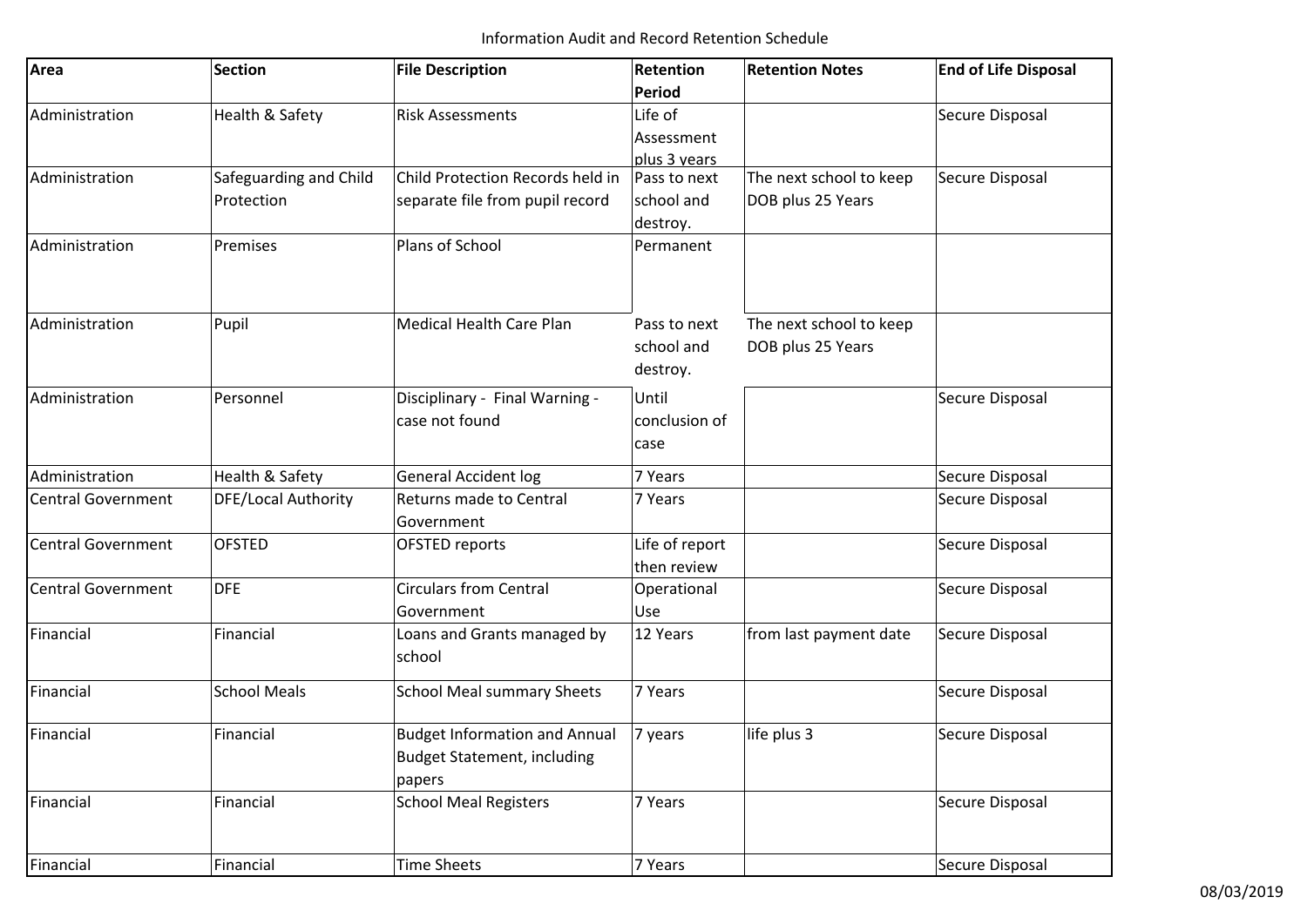Information Audit and Record Retention Schedule

| Area | Section | File Description | Retention Period | Retention Notes | End of Life Disposal |
|---|---|---|---|---|---|
| Administration | Health & Safety | Risk Assessments | Life of Assessment plus 3 years | | Secure Disposal |
| Administration | Safeguarding and Child Protection | Child Protection Records held in separate file from pupil record | Pass to next school and destroy. | The next school to keep DOB plus 25 Years | Secure Disposal |
| Administration | Premises | Plans of School | Permanent | | |
| Administration | Pupil | Medical Health Care Plan | Pass to next school and destroy. | The next school to keep DOB plus 25 Years | |
| Administration | Personnel | Disciplinary - Final Warning - case not found | Until conclusion of case | | Secure Disposal |
| Administration | Health & Safety | General Accident log | 7 Years | | Secure Disposal |
| Central Government | DFE/Local Authority | Returns made to Central Government | 7 Years | | Secure Disposal |
| Central Government | OFSTED | OFSTED reports | Life of report then review | | Secure Disposal |
| Central Government | DFE | Circulars from Central Government | Operational Use | | Secure Disposal |
| Financial | Financial | Loans and Grants managed by school | 12 Years | from last payment date | Secure Disposal |
| Financial | School Meals | School Meal summary Sheets | 7 Years | | Secure Disposal |
| Financial | Financial | Budget Information and Annual Budget Statement, including papers | 7 years | life plus 3 | Secure Disposal |
| Financial | Financial | School Meal Registers | 7 Years | | Secure Disposal |
| Financial | Financial | Time Sheets | 7 Years | | Secure Disposal |

08/03/2019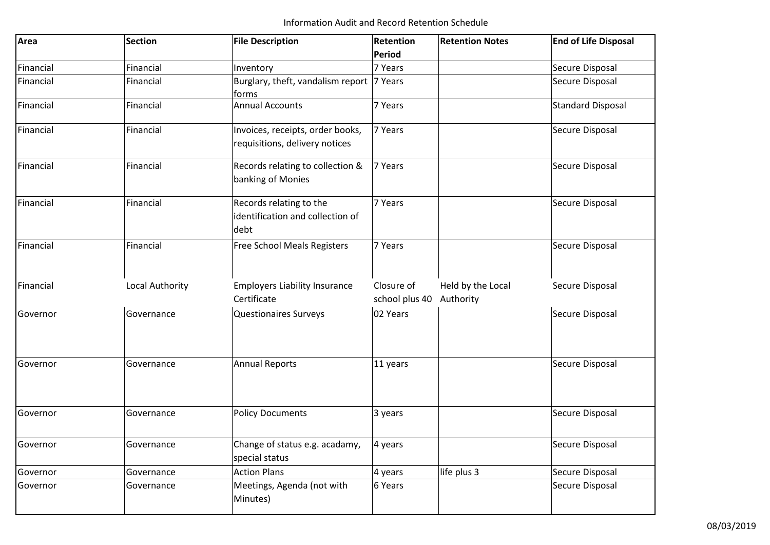Information Audit and Record Retention Schedule

| Area | Section | File Description | Retention Period | Retention Notes | End of Life Disposal |
|---|---|---|---|---|---|
| Financial | Financial | Inventory | 7 Years | | Secure Disposal |
| Financial | Financial | Burglary, theft, vandalism report forms | 7 Years | | Secure Disposal |
| Financial | Financial | Annual Accounts | 7 Years | | Standard Disposal |
| Financial | Financial | Invoices, receipts, order books, requisitions, delivery notices | 7 Years | | Secure Disposal |
| Financial | Financial | Records relating to collection & banking of Monies | 7 Years | | Secure Disposal |
| Financial | Financial | Records relating to the identification and collection of debt | 7 Years | | Secure Disposal |
| Financial | Financial | Free School Meals Registers | 7 Years | | Secure Disposal |
| Financial | Local Authority | Employers Liability Insurance Certificate | Closure of school plus 40 | Held by the Local Authority | Secure Disposal |
| Governor | Governance | Questionaires Surveys | 02 Years | | Secure Disposal |
| Governor | Governance | Annual Reports | 11 years | | Secure Disposal |
| Governor | Governance | Policy Documents | 3 years | | Secure Disposal |
| Governor | Governance | Change of status e.g. acadamy, special status | 4 years | | Secure Disposal |
| Governor | Governance | Action Plans | 4 years | life plus 3 | Secure Disposal |
| Governor | Governance | Meetings, Agenda (not with Minutes) | 6 Years | | Secure Disposal |

08/03/2019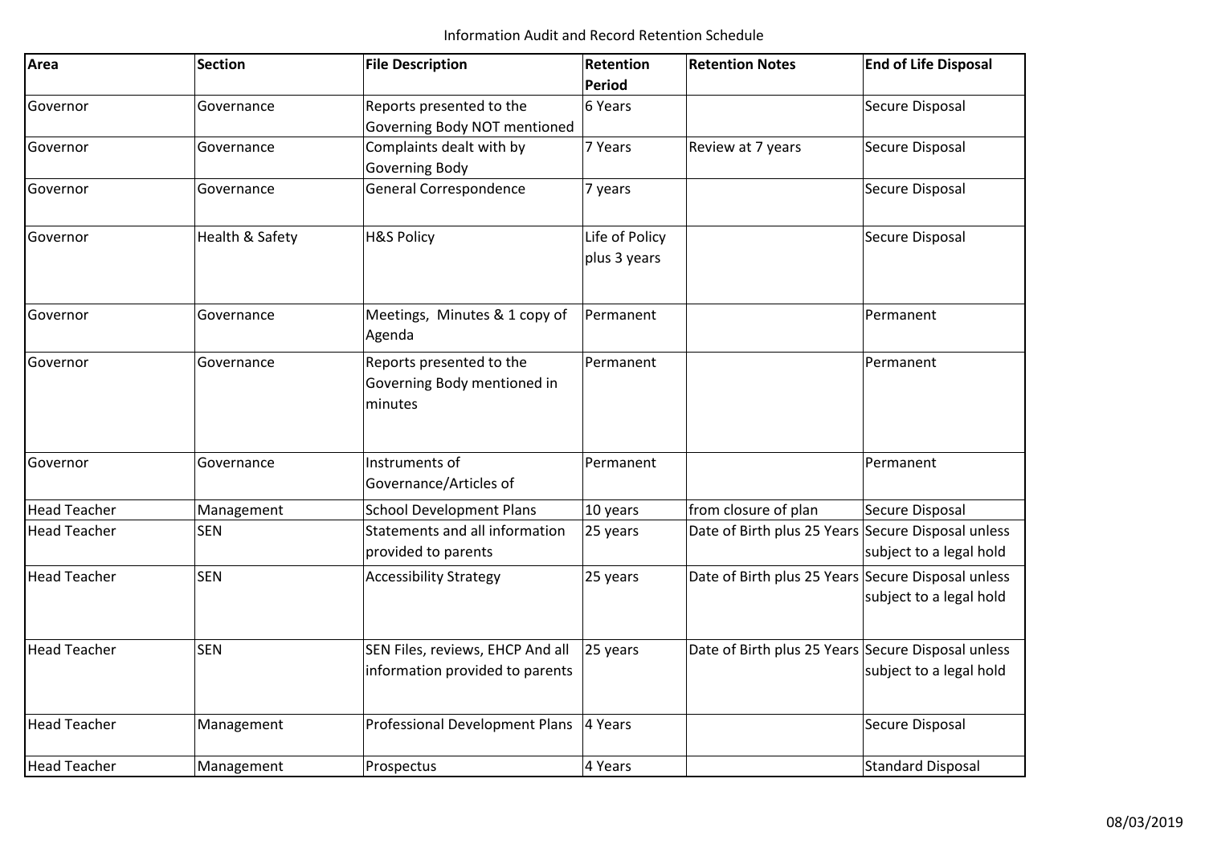Information Audit and Record Retention Schedule

| Area | Section | File Description | Retention Period | Retention Notes | End of Life Disposal |
|---|---|---|---|---|---|
| Governor | Governance | Reports presented to the Governing Body NOT mentioned | 6 Years | | Secure Disposal |
| Governor | Governance | Complaints dealt with by Governing Body | 7 Years | Review at 7 years | Secure Disposal |
| Governor | Governance | General Correspondence | 7 years | | Secure Disposal |
| Governor | Health & Safety | H&S Policy | Life of Policy plus 3 years | | Secure Disposal |
| Governor | Governance | Meetings, Minutes & 1 copy of Agenda | Permanent | | Permanent |
| Governor | Governance | Reports presented to the Governing Body mentioned in minutes | Permanent | | Permanent |
| Governor | Governance | Instruments of Governance/Articles of | Permanent | | Permanent |
| Head Teacher | Management | School Development Plans | 10 years | from closure of plan | Secure Disposal |
| Head Teacher | SEN | Statements and all information provided to parents | 25 years | Date of Birth plus 25 Years | Secure Disposal unless subject to a legal hold |
| Head Teacher | SEN | Accessibility Strategy | 25 years | Date of Birth plus 25 Years | Secure Disposal unless subject to a legal hold |
| Head Teacher | SEN | SEN Files, reviews, EHCP And all information provided to parents | 25 years | Date of Birth plus 25 Years | Secure Disposal unless subject to a legal hold |
| Head Teacher | Management | Professional Development Plans | 4 Years | | Secure Disposal |
| Head Teacher | Management | Prospectus | 4 Years | | Standard Disposal |

08/03/2019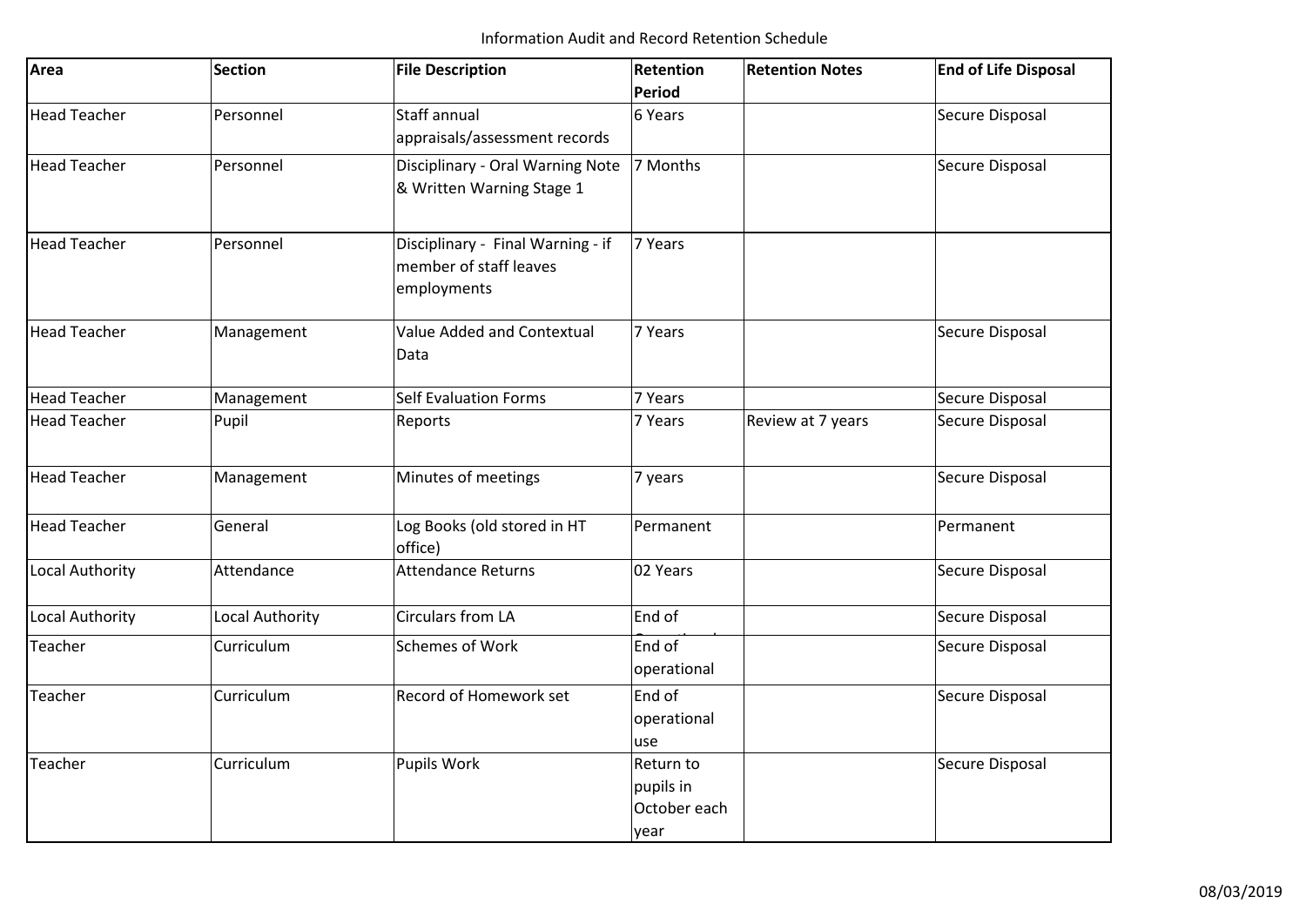Information Audit and Record Retention Schedule

| Area | Section | File Description | Retention Period | Retention Notes | End of Life Disposal |
|---|---|---|---|---|---|
| Head Teacher | Personnel | Staff annual appraisals/assessment records | 6 Years | | Secure Disposal |
| Head Teacher | Personnel | Disciplinary - Oral Warning Note & Written Warning Stage 1 | 7 Months | | Secure Disposal |
| Head Teacher | Personnel | Disciplinary - Final Warning - if member of staff leaves employments | 7 Years | | |
| Head Teacher | Management | Value Added and Contextual Data | 7 Years | | Secure Disposal |
| Head Teacher | Management | Self Evaluation Forms | 7 Years | | Secure Disposal |
| Head Teacher | Pupil | Reports | 7 Years | Review at 7 years | Secure Disposal |
| Head Teacher | Management | Minutes of meetings | 7 years | | Secure Disposal |
| Head Teacher | General | Log Books (old stored in HT office) | Permanent | | Permanent |
| Local Authority | Attendance | Attendance Returns | 02 Years | | Secure Disposal |
| Local Authority | Local Authority | Circulars from LA | End of | | Secure Disposal |
| Teacher | Curriculum | Schemes of Work | End of operational | | Secure Disposal |
| Teacher | Curriculum | Record of Homework set | End of operational use | | Secure Disposal |
| Teacher | Curriculum | Pupils Work | Return to pupils in October each year | | Secure Disposal |

08/03/2019